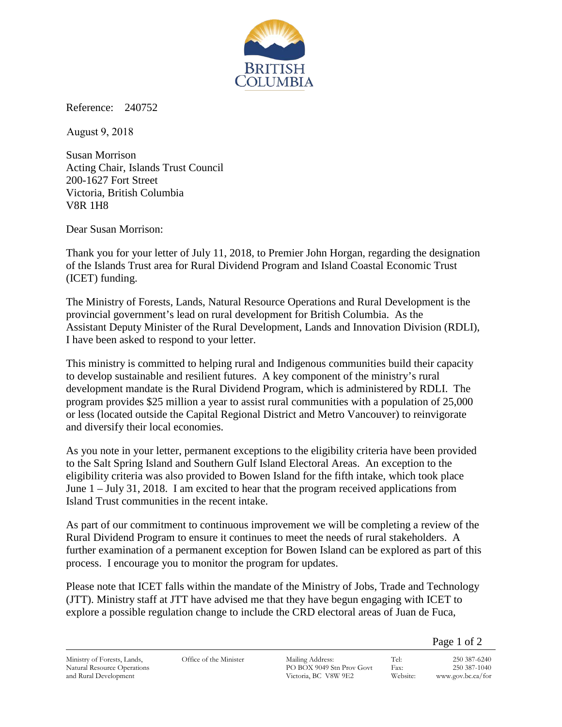Reference: 240752

August 9, 2018

Susan Morrison  
Acting Chair, Islands Trust Council  
200-1627 Fort Street  
Victoria, British Columbia  
V8R 1H8

Dear Susan Morrison:

Thank you for your letter of July 11, 2018, to Premier John Horgan, regarding the designation of the Islands Trust area for Rural Dividend Program and Island Coastal Economic Trust (ICET) funding.

The Ministry of Forests, Lands, Natural Resource Operations and Rural Development is the provincial government's lead on rural development for British Columbia. As the Assistant Deputy Minister of the Rural Development, Lands and Innovation Division (RDLI), I have been asked to respond to your letter.

This ministry is committed to helping rural and Indigenous communities build their capacity to develop sustainable and resilient futures. A key component of the ministry's rural development mandate is the Rural Dividend Program, which is administered by RDLI. The program provides $25 million a year to assist rural communities with a population of 25,000 or less (located outside the Capital Regional District and Metro Vancouver) to reinvigorate and diversify their local economies.

As you note in your letter, permanent exceptions to the eligibility criteria have been provided to the Salt Spring Island and Southern Gulf Island Electoral Areas. An exception to the eligibility criteria was also provided to Bowen Island for the fifth intake, which took place June 1 – July 31, 2018. I am excited to hear that the program received applications from Island Trust communities in the recent intake.

As part of our commitment to continuous improvement we will be completing a review of the Rural Dividend Program to ensure it continues to meet the needs of rural stakeholders. A further examination of a permanent exception for Bowen Island can be explored as part of this process. I encourage you to monitor the program for updates.

Please note that ICET falls within the mandate of the Ministry of Jobs, Trade and Technology (JTT). Ministry staff at JTT have advised me that they have begun engaging with ICET to explore a possible regulation change to include the CRD electoral areas of Juan de Fuca,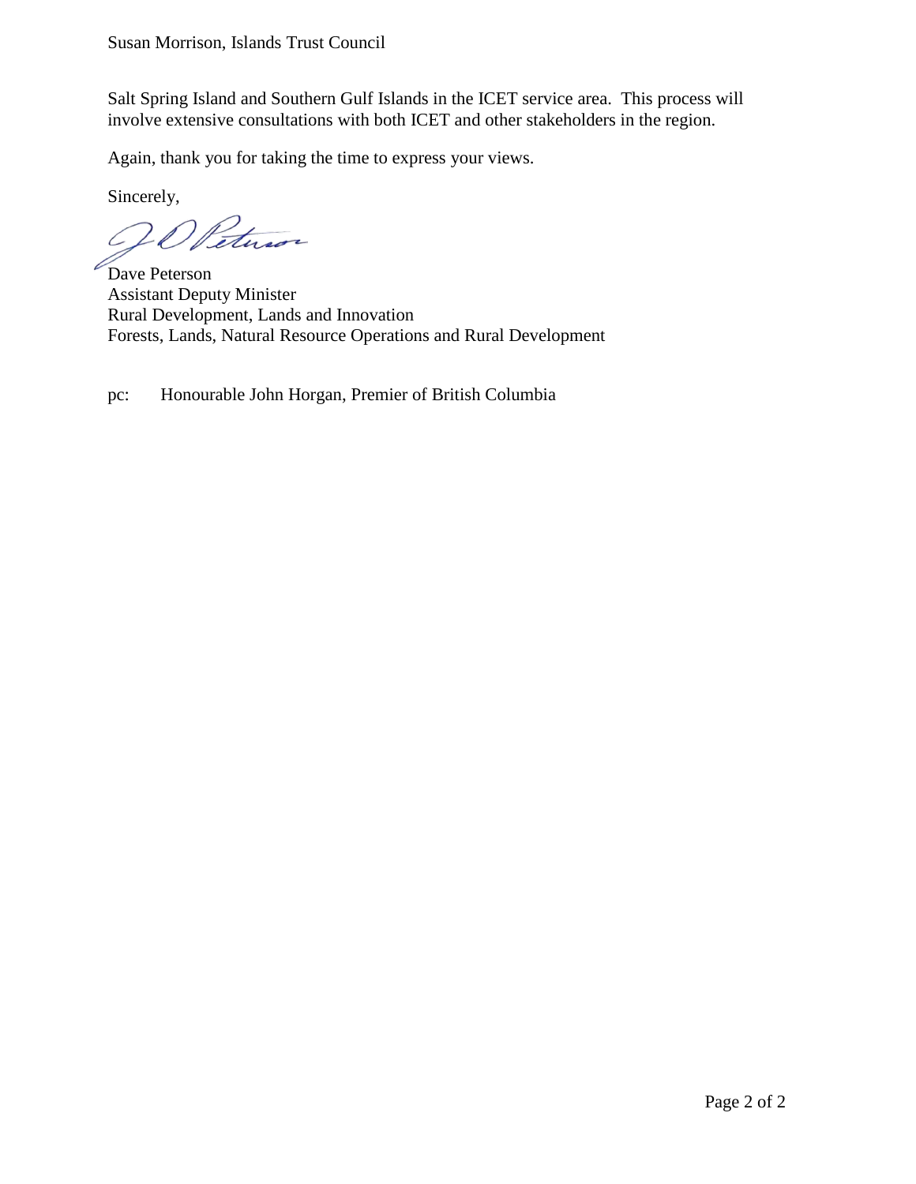Salt Spring Island and Southern Gulf Islands in the ICET service area. This process will involve extensive consultations with both ICET and other stakeholders in the region.

Again, thank you for taking the time to express your views.

Sincerely,

Dave Peterson
Assistant Deputy Minister
Rural Development, Lands and Innovation
Forests, Lands, Natural Resource Operations and Rural Development

pc: Honourable John Horgan, Premier of British Columbia